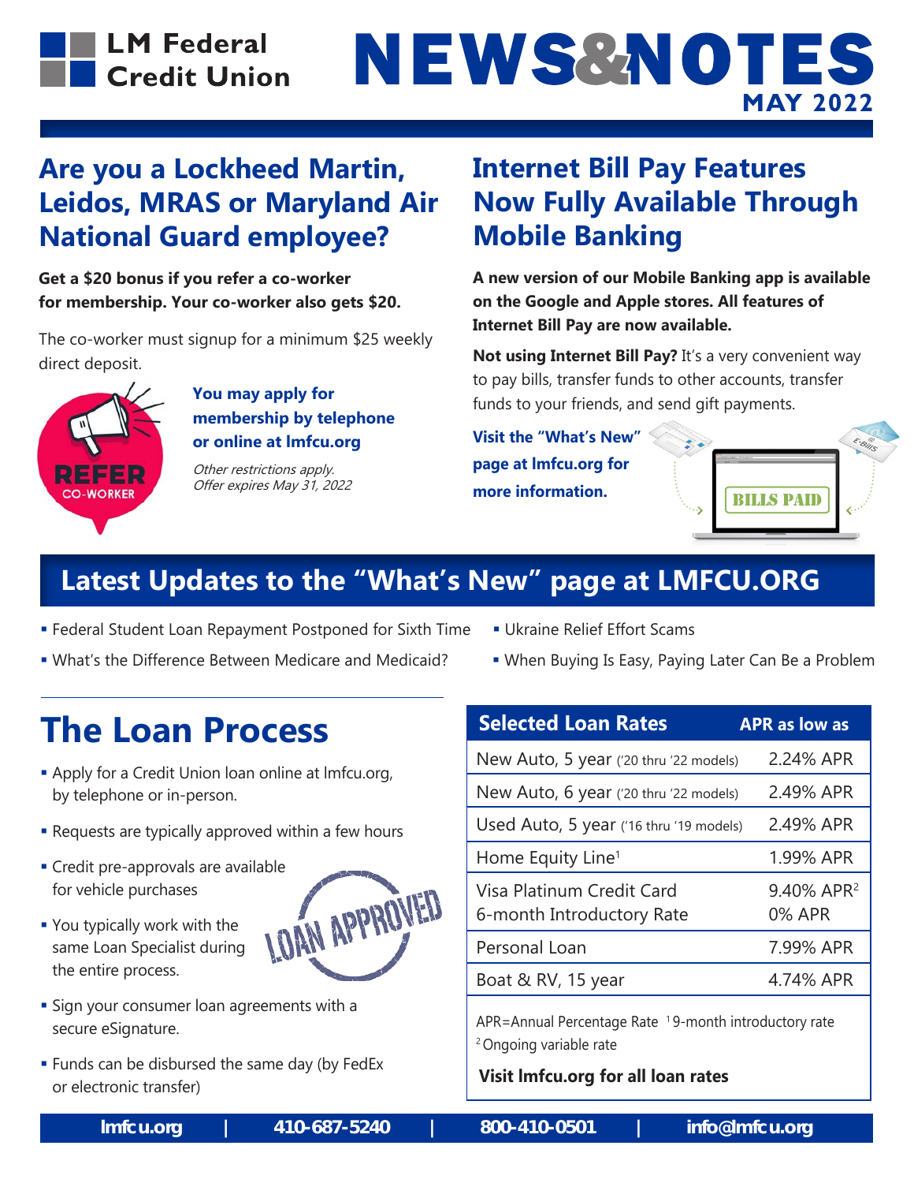# LM Federal Credit Union NEWS&NOTES

MAY 2022

## Are you a Lockheed Martin, Leidos, MRAS or Maryland Air National Guard employee?

**Get a $20 bonus if you refer a co-worker for membership. Your co-worker also gets $20.**

The co-worker must signup for a minimum $25 weekly direct deposit.

REFER CO-WORKER

**You may apply for membership by telephone or online at lmfcu.org**

*Other restrictions apply. Offer expires May 31, 2022*

## Internet Bill Pay Features Now Fully Available Through Mobile Banking

**A new version of our Mobile Banking app is available on the Google and Apple stores. All features of Internet Bill Pay are now available.**

**Not using Internet Bill Pay?** It's a very convenient way to pay bills, transfer funds to other accounts, transfer funds to your friends, and send gift payments.

**Visit the "What's New" page at lmfcu.org for more information.**

## Latest Updates to the "What's New" page at LMFCU.ORG

- Federal Student Loan Repayment Postponed for Sixth Time
- What's the Difference Between Medicare and Medicaid?
- Ukraine Relief Effort Scams
- When Buying Is Easy, Paying Later Can Be a Problem

## The Loan Process

- Apply for a Credit Union loan online at lmfcu.org, by telephone or in-person.
- Requests are typically approved within a few hours
- Credit pre-approvals are available for vehicle purchases
- You typically work with the same Loan Specialist during the entire process.
- Sign your consumer loan agreements with a secure eSignature.
- Funds can be disbursed the same day (by FedEx or electronic transfer)

| Selected Loan Rates | APR as low as |
| --- | --- |
| New Auto, 5 year ('20 thru '22 models) | 2.24% APR |
| New Auto, 6 year ('20 thru '22 models) | 2.49% APR |
| Used Auto, 5 year ('16 thru '19 models) | 2.49% APR |
| Home Equity Line[1] | 1.99% APR |
| Visa Platinum Credit Card<br>6-month Introductory Rate | 9.40% APR[2]<br>0% APR |
| Personal Loan | 7.99% APR |
| Boat & RV, 15 year | 4.74% APR |

APR=Annual Percentage Rate [1] 9-month introductory rate
[2] Ongoing variable rate

**Visit lmfcu.org for all loan rates**

lmfcu.org | 410-687-5240 | 800-410-0501 | info@lmfcu.org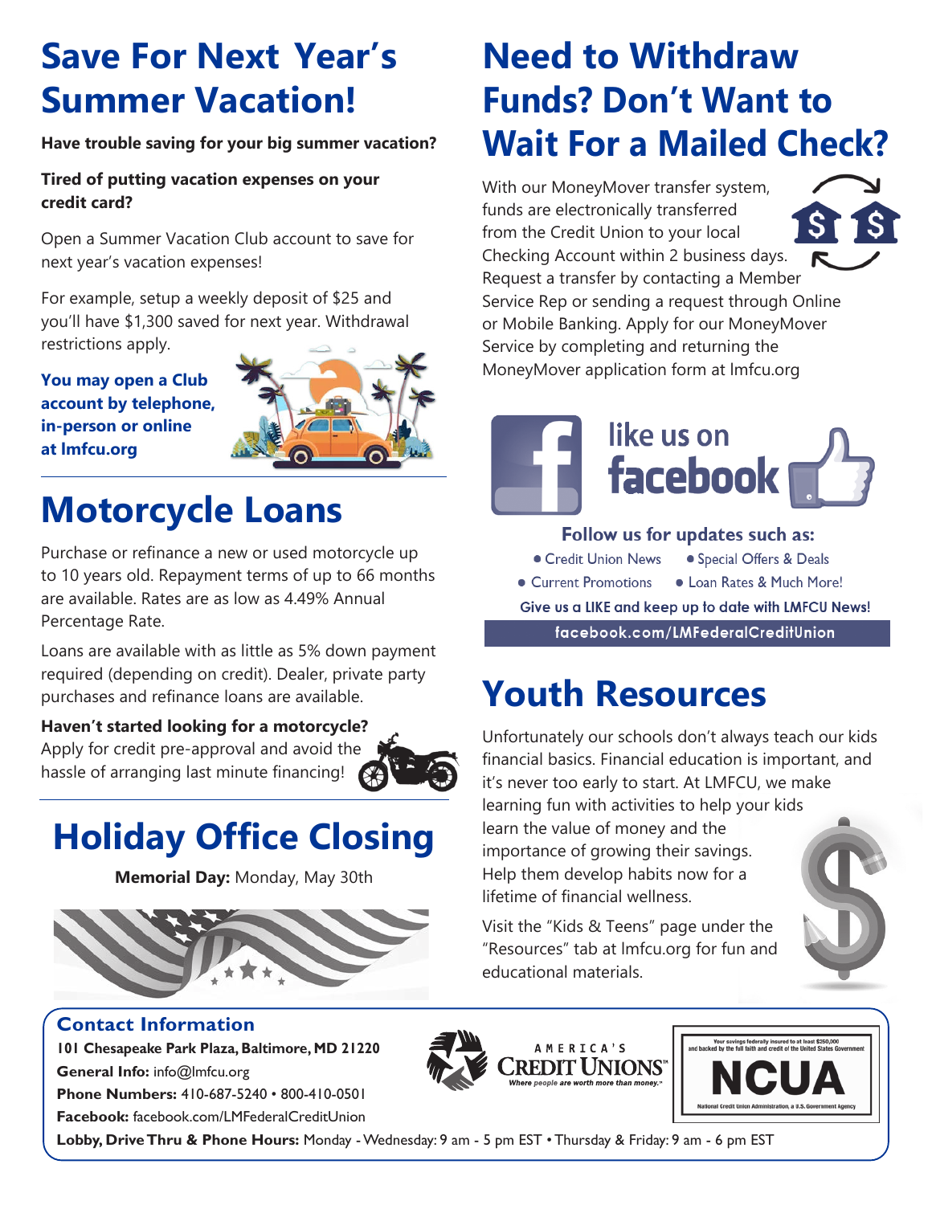# Save For Next Year's Summer Vacation!

**Have trouble saving for your big summer vacation?**

**Tired of putting vacation expenses on your credit card?**

Open a Summer Vacation Club account to save for next year's vacation expenses!

For example, setup a weekly deposit of $25 and you'll have $1,300 saved for next year. Withdrawal restrictions apply.

**You may open a Club account by telephone, in-person or online at lmfcu.org**

# Motorcycle Loans

Purchase or refinance a new or used motorcycle up to 10 years old. Repayment terms of up to 66 months are available. Rates are as low as 4.49% Annual Percentage Rate.

Loans are available with as little as 5% down payment required (depending on credit). Dealer, private party purchases and refinance loans are available.

**Haven't started looking for a motorcycle?** Apply for credit pre-approval and avoid the hassle of arranging last minute financing!

# Holiday Office Closing

**Memorial Day:** Monday, May 30th

# Need to Withdraw Funds? Don't Want to Wait For a Mailed Check?

With our MoneyMover transfer system, funds are electronically transferred from the Credit Union to your local Checking Account within 2 business days. Request a transfer by contacting a Member Service Rep or sending a request through Online or Mobile Banking. Apply for our MoneyMover Service by completing and returning the MoneyMover application form at lmfcu.org

like us on facebook

**Follow us for updates such as:**

- Credit Union News
- Special Offers & Deals
- Current Promotions
- Loan Rates & Much More!

**Give us a LIKE and keep up to date with LMFCU News!**

**facebook.com/LMFederalCreditUnion**

# Youth Resources

Unfortunately our schools don't always teach our kids financial basics. Financial education is important, and it's never too early to start. At LMFCU, we make learning fun with activities to help your kids learn the value of money and the importance of growing their savings. Help them develop habits now for a lifetime of financial wellness.

Visit the "Kids & Teens" page under the "Resources" tab at lmfcu.org for fun and educational materials.

## Contact Information

**101 Chesapeake Park Plaza, Baltimore, MD 21220**

**General Info:** info@lmfcu.org

**Phone Numbers:** 410-687-5240 • 800-410-0501

**Facebook:** facebook.com/LMFederalCreditUnion

**Lobby, Drive Thru & Phone Hours:** Monday - Wednesday: 9 am - 5 pm EST • Thursday & Friday: 9 am - 6 pm EST

AMERICA'S CREDIT UNIONS — Where people are worth more than money.

Your savings federally insured to at least $250,000 and backed by the full faith and credit of the United States Government — NCUA — National Credit Union Administration, a U.S. Government Agency